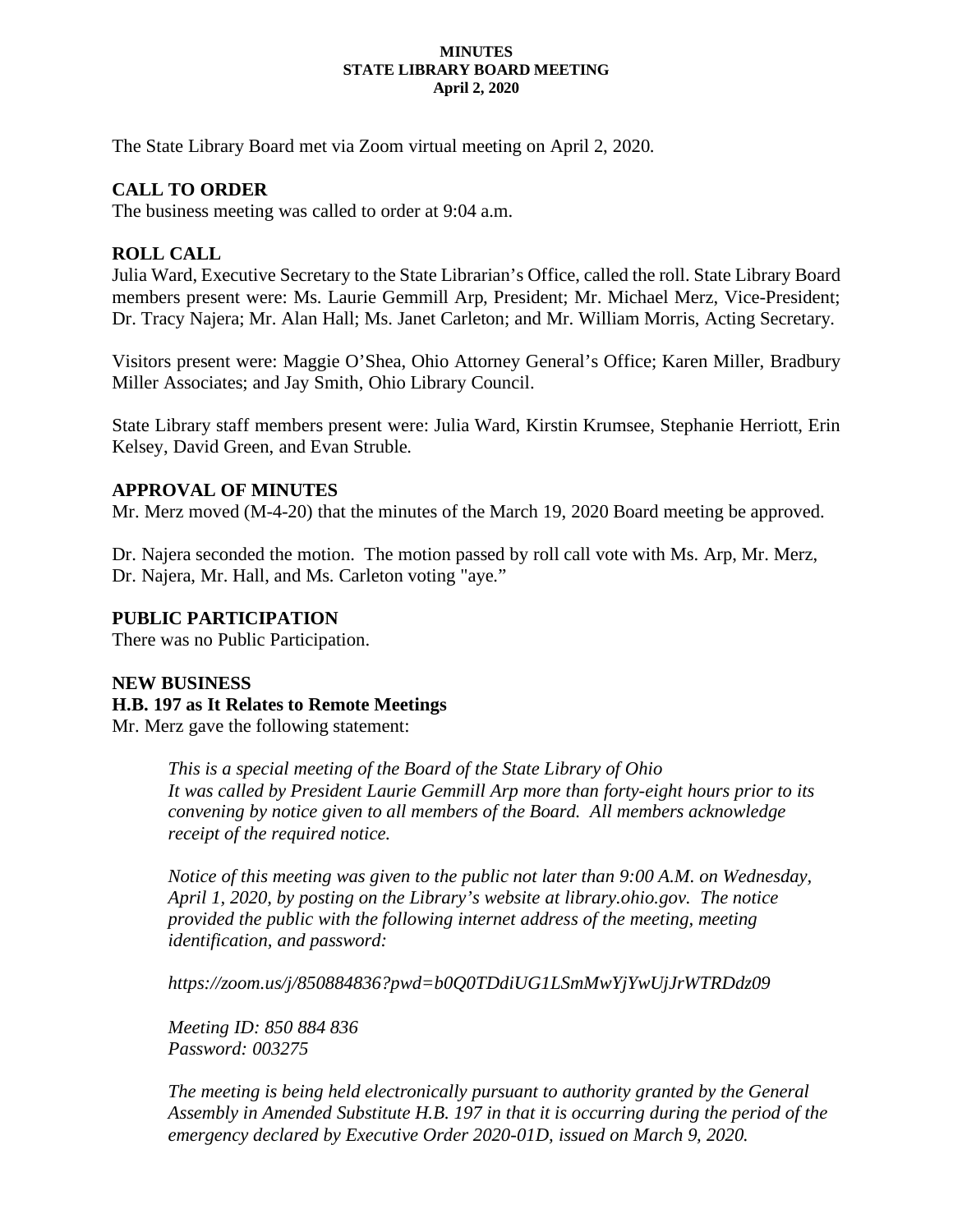**MINUTES**
**STATE LIBRARY BOARD MEETING**
**April 2, 2020**

The State Library Board met via Zoom virtual meeting on April 2, 2020.

## CALL TO ORDER

The business meeting was called to order at 9:04 a.m.

## ROLL CALL

Julia Ward, Executive Secretary to the State Librarian's Office, called the roll. State Library Board members present were: Ms. Laurie Gemmill Arp, President; Mr. Michael Merz, Vice-President; Dr. Tracy Najera; Mr. Alan Hall; Ms. Janet Carleton; and Mr. William Morris, Acting Secretary.

Visitors present were: Maggie O'Shea, Ohio Attorney General's Office; Karen Miller, Bradbury Miller Associates; and Jay Smith, Ohio Library Council.

State Library staff members present were: Julia Ward, Kirstin Krumsee, Stephanie Herriott, Erin Kelsey, David Green, and Evan Struble.

## APPROVAL OF MINUTES

Mr. Merz moved (M-4-20) that the minutes of the March 19, 2020 Board meeting be approved.

Dr. Najera seconded the motion. The motion passed by roll call vote with Ms. Arp, Mr. Merz, Dr. Najera, Mr. Hall, and Ms. Carleton voting "aye."

## PUBLIC PARTICIPATION

There was no Public Participation.

## NEW BUSINESS

### H.B. 197 as It Relates to Remote Meetings

Mr. Merz gave the following statement:

> *This is a special meeting of the Board of the State Library of Ohio*
> *It was called by President Laurie Gemmill Arp more than forty-eight hours prior to its convening by notice given to all members of the Board. All members acknowledge receipt of the required notice.*
>
> *Notice of this meeting was given to the public not later than 9:00 A.M. on Wednesday, April 1, 2020, by posting on the Library's website at library.ohio.gov. The notice provided the public with the following internet address of the meeting, meeting identification, and password:*
>
> *https://zoom.us/j/850884836?pwd=b0Q0TDdiUG1LSmMwYjYwUjJrWTRDdz09*
>
> *Meeting ID: 850 884 836*
> *Password: 003275*
>
> *The meeting is being held electronically pursuant to authority granted by the General Assembly in Amended Substitute H.B. 197 in that it is occurring during the period of the emergency declared by Executive Order 2020-01D, issued on March 9, 2020.*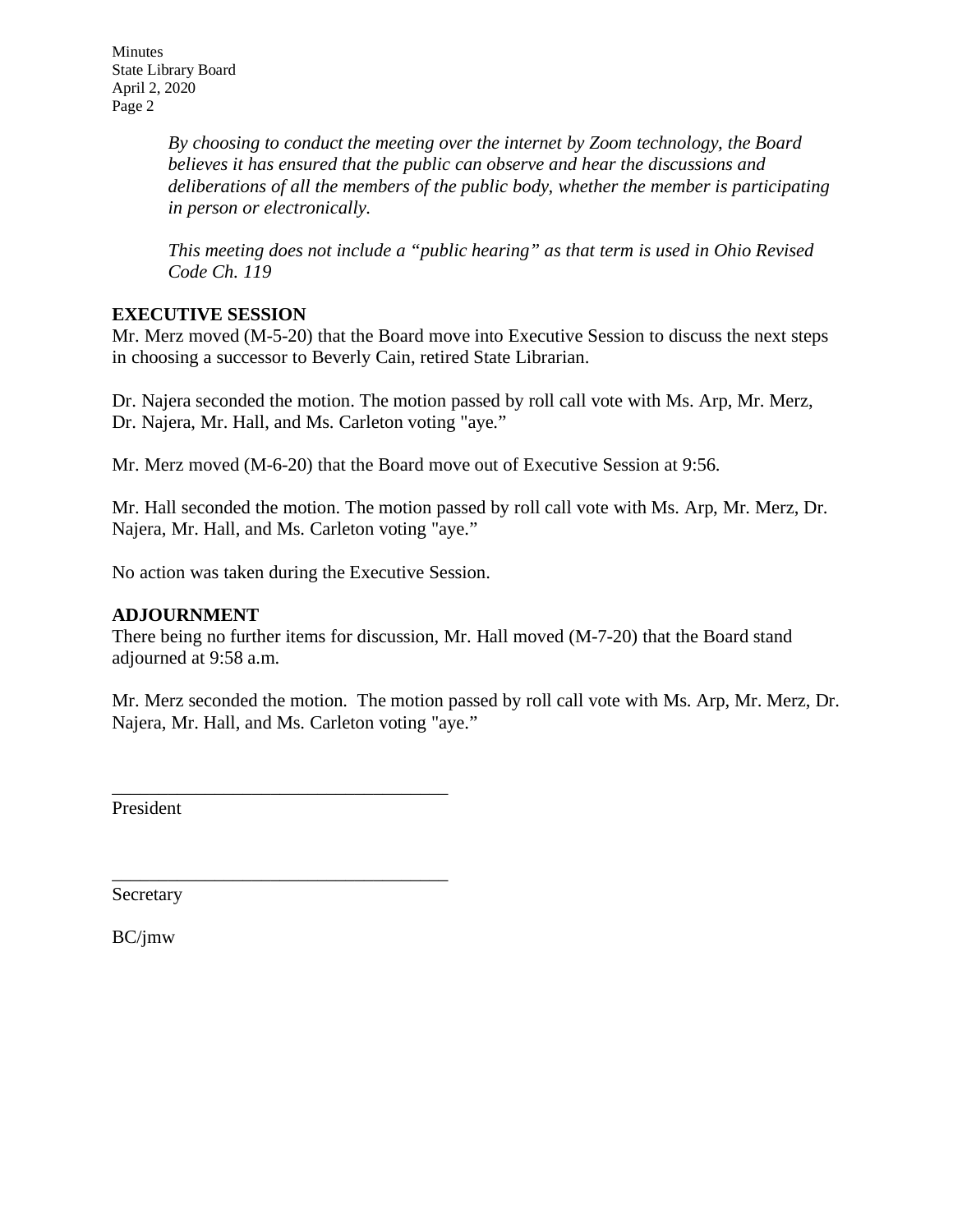*By choosing to conduct the meeting over the internet by Zoom technology, the Board believes it has ensured that the public can observe and hear the discussions and deliberations of all the members of the public body, whether the member is participating in person or electronically.*

*This meeting does not include a "public hearing" as that term is used in Ohio Revised Code Ch. 119*

**EXECUTIVE SESSION**

Mr. Merz moved (M-5-20) that the Board move into Executive Session to discuss the next steps in choosing a successor to Beverly Cain, retired State Librarian.

Dr. Najera seconded the motion. The motion passed by roll call vote with Ms. Arp, Mr. Merz, Dr. Najera, Mr. Hall, and Ms. Carleton voting "aye."

Mr. Merz moved (M-6-20) that the Board move out of Executive Session at 9:56.

Mr. Hall seconded the motion. The motion passed by roll call vote with Ms. Arp, Mr. Merz, Dr. Najera, Mr. Hall, and Ms. Carleton voting "aye."

No action was taken during the Executive Session.

**ADJOURNMENT**

There being no further items for discussion, Mr. Hall moved (M-7-20) that the Board stand adjourned at 9:58 a.m.

Mr. Merz seconded the motion. The motion passed by roll call vote with Ms. Arp, Mr. Merz, Dr. Najera, Mr. Hall, and Ms. Carleton voting "aye."

___________________________________
President

___________________________________
Secretary

BC/jmw